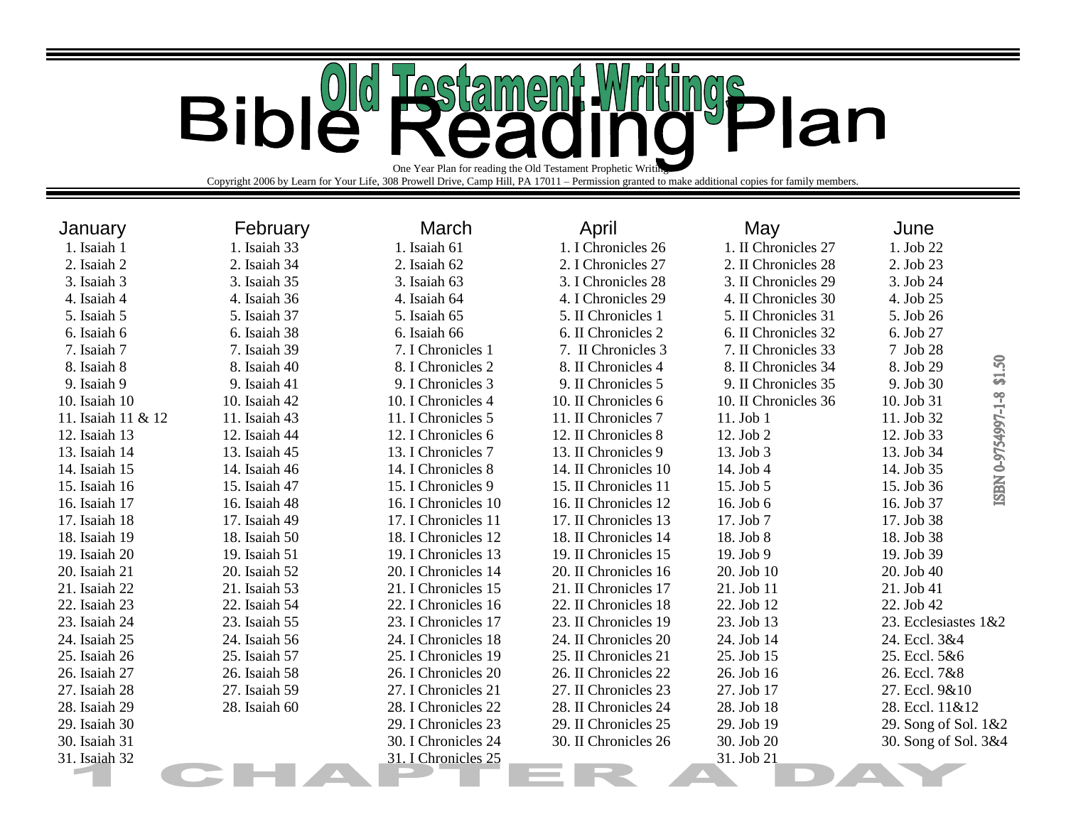# Old Testament Writings Bible Reading Plan

One Year Plan for reading the Old Testament Prophetic Writings

Copyright 2006 by Learn for Your Life, 308 Prowell Drive, Camp Hill, PA 17011 – Permission granted to make additional copies for family members.

| January | February | March | April | May | June |
|---|---|---|---|---|---|
| 1. Isaiah 1 | 1. Isaiah 33 | 1. Isaiah 61 | 1. I Chronicles 26 | 1. II Chronicles 27 | 1. Job 22 |
| 2. Isaiah 2 | 2. Isaiah 34 | 2. Isaiah 62 | 2. I Chronicles 27 | 2. II Chronicles 28 | 2. Job 23 |
| 3. Isaiah 3 | 3. Isaiah 35 | 3. Isaiah 63 | 3. I Chronicles 28 | 3. II Chronicles 29 | 3. Job 24 |
| 4. Isaiah 4 | 4. Isaiah 36 | 4. Isaiah 64 | 4. I Chronicles 29 | 4. II Chronicles 30 | 4. Job 25 |
| 5. Isaiah 5 | 5. Isaiah 37 | 5. Isaiah 65 | 5. II Chronicles 1 | 5. II Chronicles 31 | 5. Job 26 |
| 6. Isaiah 6 | 6. Isaiah 38 | 6. Isaiah 66 | 6. II Chronicles 2 | 6. II Chronicles 32 | 6. Job 27 |
| 7. Isaiah 7 | 7. Isaiah 39 | 7. I Chronicles 1 | 7. II Chronicles 3 | 7. II Chronicles 33 | 7 Job 28 |
| 8. Isaiah 8 | 8. Isaiah 40 | 8. I Chronicles 2 | 8. II Chronicles 4 | 8. II Chronicles 34 | 8. Job 29 |
| 9. Isaiah 9 | 9. Isaiah 41 | 9. I Chronicles 3 | 9. II Chronicles 5 | 9. II Chronicles 35 | 9. Job 30 |
| 10. Isaiah 10 | 10. Isaiah 42 | 10. I Chronicles 4 | 10. II Chronicles 6 | 10. II Chronicles 36 | 10. Job 31 |
| 11. Isaiah 11 & 12 | 11. Isaiah 43 | 11. I Chronicles 5 | 11. II Chronicles 7 | 11. Job 1 | 11. Job 32 |
| 12. Isaiah 13 | 12. Isaiah 44 | 12. I Chronicles 6 | 12. II Chronicles 8 | 12. Job 2 | 12. Job 33 |
| 13. Isaiah 14 | 13. Isaiah 45 | 13. I Chronicles 7 | 13. II Chronicles 9 | 13. Job 3 | 13. Job 34 |
| 14. Isaiah 15 | 14. Isaiah 46 | 14. I Chronicles 8 | 14. II Chronicles 10 | 14. Job 4 | 14. Job 35 |
| 15. Isaiah 16 | 15. Isaiah 47 | 15. I Chronicles 9 | 15. II Chronicles 11 | 15. Job 5 | 15. Job 36 |
| 16. Isaiah 17 | 16. Isaiah 48 | 16. I Chronicles 10 | 16. II Chronicles 12 | 16. Job 6 | 16. Job 37 |
| 17. Isaiah 18 | 17. Isaiah 49 | 17. I Chronicles 11 | 17. II Chronicles 13 | 17. Job 7 | 17. Job 38 |
| 18. Isaiah 19 | 18. Isaiah 50 | 18. I Chronicles 12 | 18. II Chronicles 14 | 18. Job 8 | 18. Job 38 |
| 19. Isaiah 20 | 19. Isaiah 51 | 19. I Chronicles 13 | 19. II Chronicles 15 | 19. Job 9 | 19. Job 39 |
| 20. Isaiah 21 | 20. Isaiah 52 | 20. I Chronicles 14 | 20. II Chronicles 16 | 20. Job 10 | 20. Job 40 |
| 21. Isaiah 22 | 21. Isaiah 53 | 21. I Chronicles 15 | 21. II Chronicles 17 | 21. Job 11 | 21. Job 41 |
| 22. Isaiah 23 | 22. Isaiah 54 | 22. I Chronicles 16 | 22. II Chronicles 18 | 22. Job 12 | 22. Job 42 |
| 23. Isaiah 24 | 23. Isaiah 55 | 23. I Chronicles 17 | 23. II Chronicles 19 | 23. Job 13 | 23. Ecclesiastes 1&2 |
| 24. Isaiah 25 | 24. Isaiah 56 | 24. I Chronicles 18 | 24. II Chronicles 20 | 24. Job 14 | 24. Eccl. 3&4 |
| 25. Isaiah 26 | 25. Isaiah 57 | 25. I Chronicles 19 | 25. II Chronicles 21 | 25. Job 15 | 25. Eccl. 5&6 |
| 26. Isaiah 27 | 26. Isaiah 58 | 26. I Chronicles 20 | 26. II Chronicles 22 | 26. Job 16 | 26. Eccl. 7&8 |
| 27. Isaiah 28 | 27. Isaiah 59 | 27. I Chronicles 21 | 27. II Chronicles 23 | 27. Job 17 | 27. Eccl. 9&10 |
| 28. Isaiah 29 | 28. Isaiah 60 | 28. I Chronicles 22 | 28. II Chronicles 24 | 28. Job 18 | 28. Eccl. 11&12 |
| 29. Isaiah 30 | | 29. I Chronicles 23 | 29. II Chronicles 25 | 29. Job 19 | 29. Song of Sol. 1&2 |
| 30. Isaiah 31 | | 30. I Chronicles 24 | 30. II Chronicles 26 | 30. Job 20 | 30. Song of Sol. 3&4 |
| 31. Isaiah 32 | | 31. I Chronicles 25 | | 31. Job 21 | |

ISBN 0-9754997-1-8 $1.50

1 CHAPTER A DAY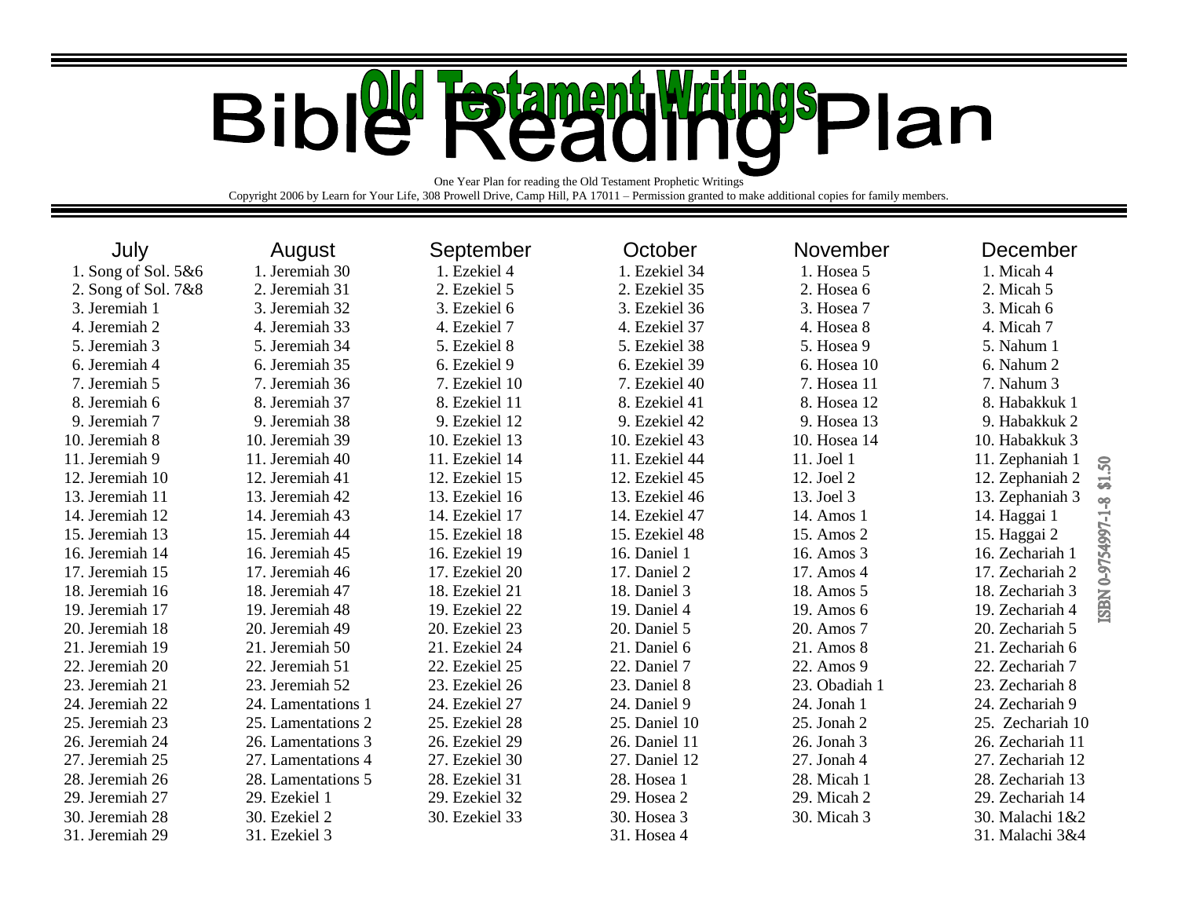# Old Testament Writings Bible Reading Plan

One Year Plan for reading the Old Testament Prophetic Writings

Copyright 2006 by Learn for Your Life, 308 Prowell Drive, Camp Hill, PA 17011 – Permission granted to make additional copies for family members.

| July | August | September | October | November | December |
|---|---|---|---|---|---|
| 1. Song of Sol. 5&6 | 1. Jeremiah 30 | 1. Ezekiel 4 | 1. Ezekiel 34 | 1. Hosea 5 | 1. Micah 4 |
| 2. Song of Sol. 7&8 | 2. Jeremiah 31 | 2. Ezekiel 5 | 2. Ezekiel 35 | 2. Hosea 6 | 2. Micah 5 |
| 3. Jeremiah 1 | 3. Jeremiah 32 | 3. Ezekiel 6 | 3. Ezekiel 36 | 3. Hosea 7 | 3. Micah 6 |
| 4. Jeremiah 2 | 4. Jeremiah 33 | 4. Ezekiel 7 | 4. Ezekiel 37 | 4. Hosea 8 | 4. Micah 7 |
| 5. Jeremiah 3 | 5. Jeremiah 34 | 5. Ezekiel 8 | 5. Ezekiel 38 | 5. Hosea 9 | 5. Nahum 1 |
| 6. Jeremiah 4 | 6. Jeremiah 35 | 6. Ezekiel 9 | 6. Ezekiel 39 | 6. Hosea 10 | 6. Nahum 2 |
| 7. Jeremiah 5 | 7. Jeremiah 36 | 7. Ezekiel 10 | 7. Ezekiel 40 | 7. Hosea 11 | 7. Nahum 3 |
| 8. Jeremiah 6 | 8. Jeremiah 37 | 8. Ezekiel 11 | 8. Ezekiel 41 | 8. Hosea 12 | 8. Habakkuk 1 |
| 9. Jeremiah 7 | 9. Jeremiah 38 | 9. Ezekiel 12 | 9. Ezekiel 42 | 9. Hosea 13 | 9. Habakkuk 2 |
| 10. Jeremiah 8 | 10. Jeremiah 39 | 10. Ezekiel 13 | 10. Ezekiel 43 | 10. Hosea 14 | 10. Habakkuk 3 |
| 11. Jeremiah 9 | 11. Jeremiah 40 | 11. Ezekiel 14 | 11. Ezekiel 44 | 11. Joel 1 | 11. Zephaniah 1 |
| 12. Jeremiah 10 | 12. Jeremiah 41 | 12. Ezekiel 15 | 12. Ezekiel 45 | 12. Joel 2 | 12. Zephaniah 2 |
| 13. Jeremiah 11 | 13. Jeremiah 42 | 13. Ezekiel 16 | 13. Ezekiel 46 | 13. Joel 3 | 13. Zephaniah 3 |
| 14. Jeremiah 12 | 14. Jeremiah 43 | 14. Ezekiel 17 | 14. Ezekiel 47 | 14. Amos 1 | 14. Haggai 1 |
| 15. Jeremiah 13 | 15. Jeremiah 44 | 15. Ezekiel 18 | 15. Ezekiel 48 | 15. Amos 2 | 15. Haggai 2 |
| 16. Jeremiah 14 | 16. Jeremiah 45 | 16. Ezekiel 19 | 16. Daniel 1 | 16. Amos 3 | 16. Zechariah 1 |
| 17. Jeremiah 15 | 17. Jeremiah 46 | 17. Ezekiel 20 | 17. Daniel 2 | 17. Amos 4 | 17. Zechariah 2 |
| 18. Jeremiah 16 | 18. Jeremiah 47 | 18. Ezekiel 21 | 18. Daniel 3 | 18. Amos 5 | 18. Zechariah 3 |
| 19. Jeremiah 17 | 19. Jeremiah 48 | 19. Ezekiel 22 | 19. Daniel 4 | 19. Amos 6 | 19. Zechariah 4 |
| 20. Jeremiah 18 | 20. Jeremiah 49 | 20. Ezekiel 23 | 20. Daniel 5 | 20. Amos 7 | 20. Zechariah 5 |
| 21. Jeremiah 19 | 21. Jeremiah 50 | 21. Ezekiel 24 | 21. Daniel 6 | 21. Amos 8 | 21. Zechariah 6 |
| 22. Jeremiah 20 | 22. Jeremiah 51 | 22. Ezekiel 25 | 22. Daniel 7 | 22. Amos 9 | 22. Zechariah 7 |
| 23. Jeremiah 21 | 23. Jeremiah 52 | 23. Ezekiel 26 | 23. Daniel 8 | 23. Obadiah 1 | 23. Zechariah 8 |
| 24. Jeremiah 22 | 24. Lamentations 1 | 24. Ezekiel 27 | 24. Daniel 9 | 24. Jonah 1 | 24. Zechariah 9 |
| 25. Jeremiah 23 | 25. Lamentations 2 | 25. Ezekiel 28 | 25. Daniel 10 | 25. Jonah 2 | 25. Zechariah 10 |
| 26. Jeremiah 24 | 26. Lamentations 3 | 26. Ezekiel 29 | 26. Daniel 11 | 26. Jonah 3 | 26. Zechariah 11 |
| 27. Jeremiah 25 | 27. Lamentations 4 | 27. Ezekiel 30 | 27. Daniel 12 | 27. Jonah 4 | 27. Zechariah 12 |
| 28. Jeremiah 26 | 28. Lamentations 5 | 28. Ezekiel 31 | 28. Hosea 1 | 28. Micah 1 | 28. Zechariah 13 |
| 29. Jeremiah 27 | 29. Ezekiel 1 | 29. Ezekiel 32 | 29. Hosea 2 | 29. Micah 2 | 29. Zechariah 14 |
| 30. Jeremiah 28 | 30. Ezekiel 2 | 30. Ezekiel 33 | 30. Hosea 3 | 30. Micah 3 | 30. Malachi 1&2 |
| 31. Jeremiah 29 | 31. Ezekiel 3 | | 31. Hosea 4 | | 31. Malachi 3&4 |

ISBN 0-9754997-1-8 $1.50